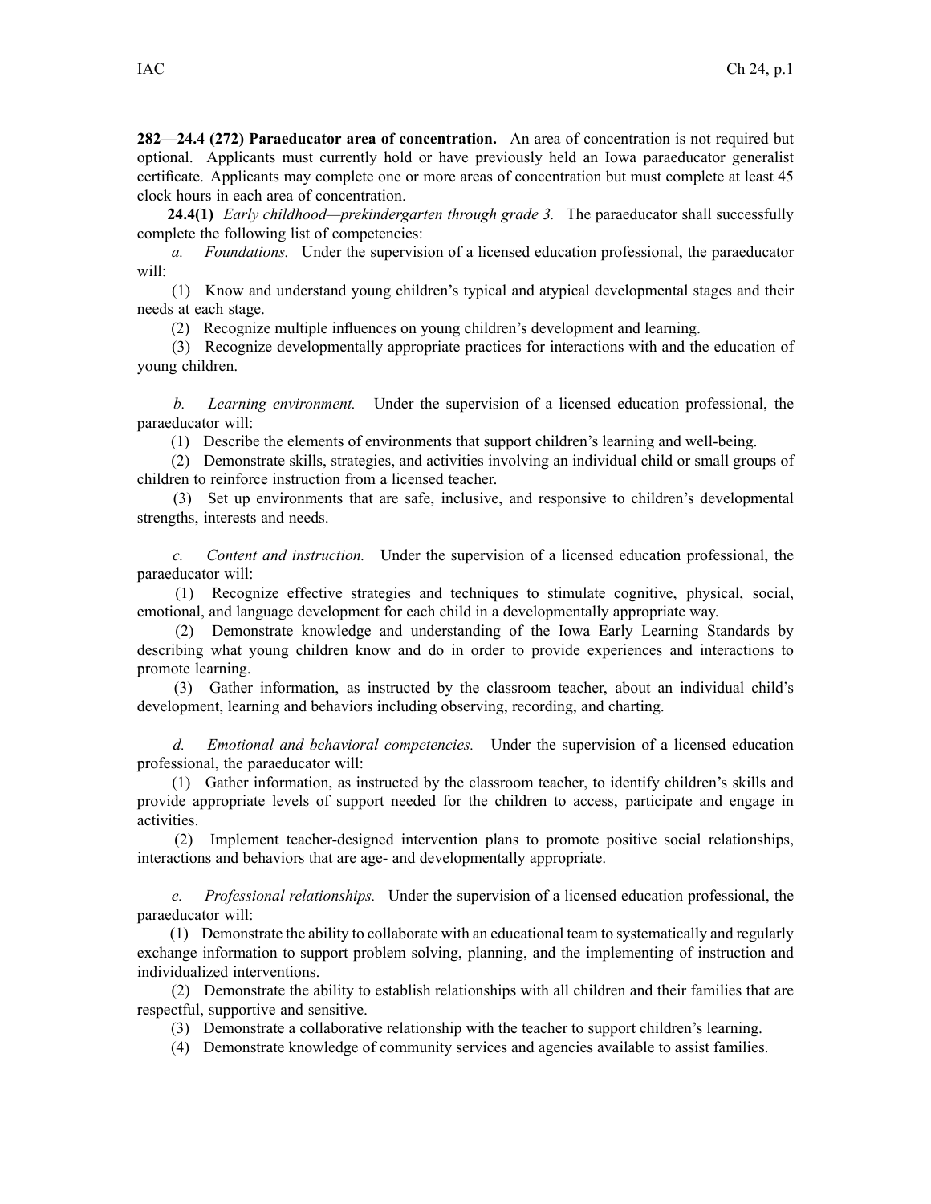**282—24.4 (272) Paraeducator area of concentration.** An area of concentration is not required but optional. Applicants must currently hold or have previously held an Iowa paraeducator generalist certificate. Applicants may complete one or more areas of concentration but must complete at least 45 clock hours in each area of concentration.

**24.4(1)** *Early childhood—prekindergarten through grade 3.* The paraeducator shall successfully complete the following list of competencies:

*a. Foundations.* Under the supervision of a licensed education professional, the paraeducator will:

(1) Know and understand young children's typical and atypical developmental stages and their needs at each stage.

(2) Recognize multiple influences on young children's development and learning.

(3) Recognize developmentally appropriate practices for interactions with and the education of young children.

*b. Learning environment.* Under the supervision of a licensed education professional, the paraeducator will:

(1) Describe the elements of environments that support children's learning and well-being.

(2) Demonstrate skills, strategies, and activities involving an individual child or small groups of children to reinforce instruction from a licensed teacher.

(3) Set up environments that are safe, inclusive, and responsive to children's developmental strengths, interests and needs.

*c. Content and instruction.* Under the supervision of a licensed education professional, the paraeducator will:

(1) Recognize effective strategies and techniques to stimulate cognitive, physical, social, emotional, and language development for each child in a developmentally appropriate way.

(2) Demonstrate knowledge and understanding of the Iowa Early Learning Standards by describing what young children know and do in order to provide experiences and interactions to promote learning.

(3) Gather information, as instructed by the classroom teacher, about an individual child's development, learning and behaviors including observing, recording, and charting.

*d. Emotional and behavioral competencies.* Under the supervision of a licensed education professional, the paraeducator will:

(1) Gather information, as instructed by the classroom teacher, to identify children's skills and provide appropriate levels of support needed for the children to access, participate and engage in activities.

(2) Implement teacher-designed intervention plans to promote positive social relationships, interactions and behaviors that are age- and developmentally appropriate.

*e. Professional relationships.* Under the supervision of a licensed education professional, the paraeducator will:

(1) Demonstrate the ability to collaborate with an educational team to systematically and regularly exchange information to support problem solving, planning, and the implementing of instruction and individualized interventions.

(2) Demonstrate the ability to establish relationships with all children and their families that are respectful, supportive and sensitive.

(3) Demonstrate a collaborative relationship with the teacher to support children's learning.

(4) Demonstrate knowledge of community services and agencies available to assist families.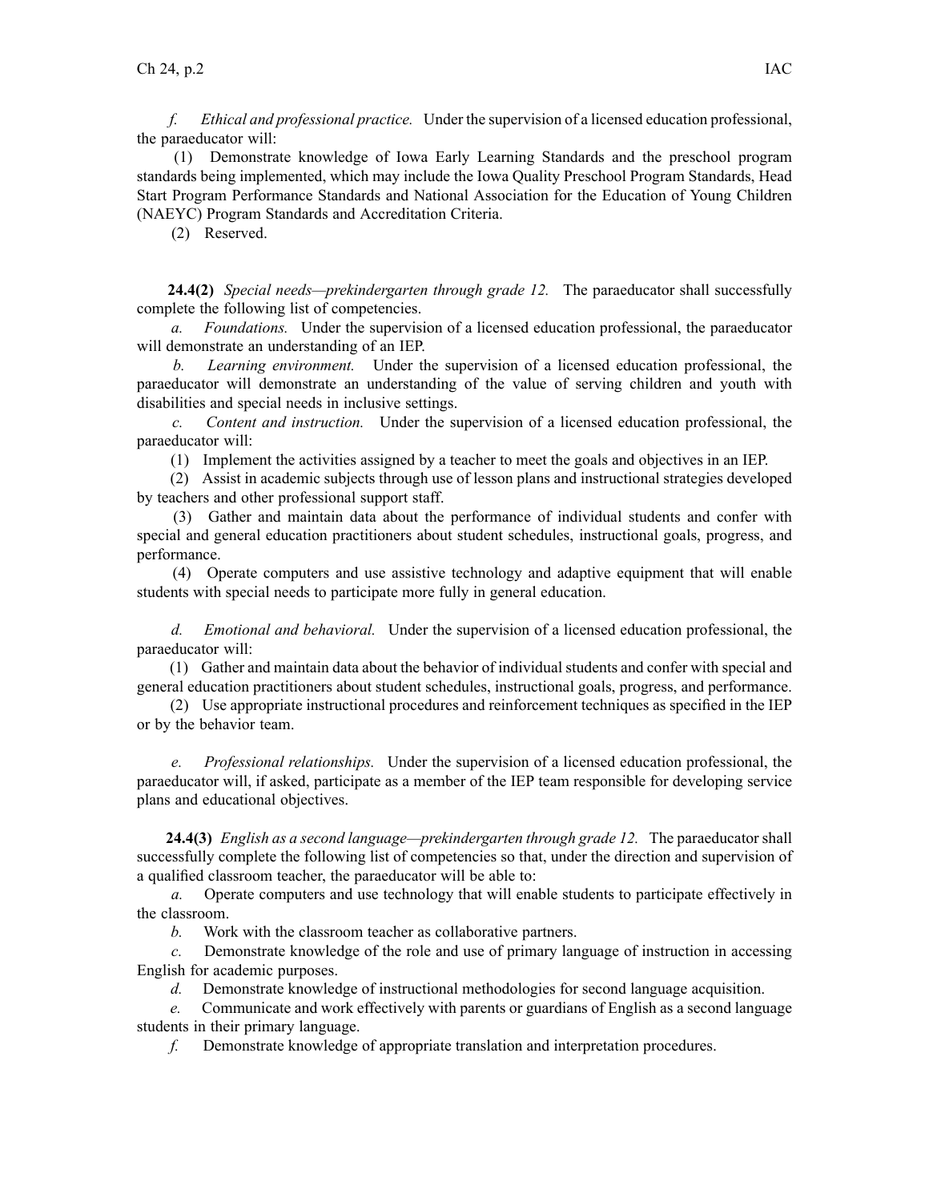*f. Ethical and professional practice.* Under the supervision of a licensed education professional, the paraeducator will:

(1) Demonstrate knowledge of Iowa Early Learning Standards and the preschool program standards being implemented, which may include the Iowa Quality Preschool Program Standards, Head Start Program Performance Standards and National Association for the Education of Young Children (NAEYC) Program Standards and Accreditation Criteria.

(2) Reserved.

**24.4(2)** *Special needs—prekindergarten through grade 12.* The paraeducator shall successfully complete the following list of competencies.

*a. Foundations.* Under the supervision of a licensed education professional, the paraeducator will demonstrate an understanding of an IEP.

*b. Learning environment.* Under the supervision of a licensed education professional, the paraeducator will demonstrate an understanding of the value of serving children and youth with disabilities and special needs in inclusive settings.

*c. Content and instruction.* Under the supervision of a licensed education professional, the paraeducator will:

(1) Implement the activities assigned by a teacher to meet the goals and objectives in an IEP.

(2) Assist in academic subjects through use of lesson plans and instructional strategies developed by teachers and other professional support staff.

(3) Gather and maintain data about the performance of individual students and confer with special and general education practitioners about student schedules, instructional goals, progress, and performance.

(4) Operate computers and use assistive technology and adaptive equipment that will enable students with special needs to participate more fully in general education.

*d. Emotional and behavioral.* Under the supervision of a licensed education professional, the paraeducator will:

(1) Gather and maintain data about the behavior of individual students and confer with special and general education practitioners about student schedules, instructional goals, progress, and performance.

(2) Use appropriate instructional procedures and reinforcement techniques as specified in the IEP or by the behavior team.

*e. Professional relationships.* Under the supervision of a licensed education professional, the paraeducator will, if asked, participate as a member of the IEP team responsible for developing service plans and educational objectives.

**24.4(3)** *English as a second language—prekindergarten through grade 12.* The paraeducator shall successfully complete the following list of competencies so that, under the direction and supervision of a qualified classroom teacher, the paraeducator will be able to:

*a.* Operate computers and use technology that will enable students to participate effectively in the classroom.

*b.* Work with the classroom teacher as collaborative partners.

*c.* Demonstrate knowledge of the role and use of primary language of instruction in accessing English for academic purposes.

*d.* Demonstrate knowledge of instructional methodologies for second language acquisition.

*e.* Communicate and work effectively with parents or guardians of English as a second language students in their primary language.

*f.* Demonstrate knowledge of appropriate translation and interpretation procedures.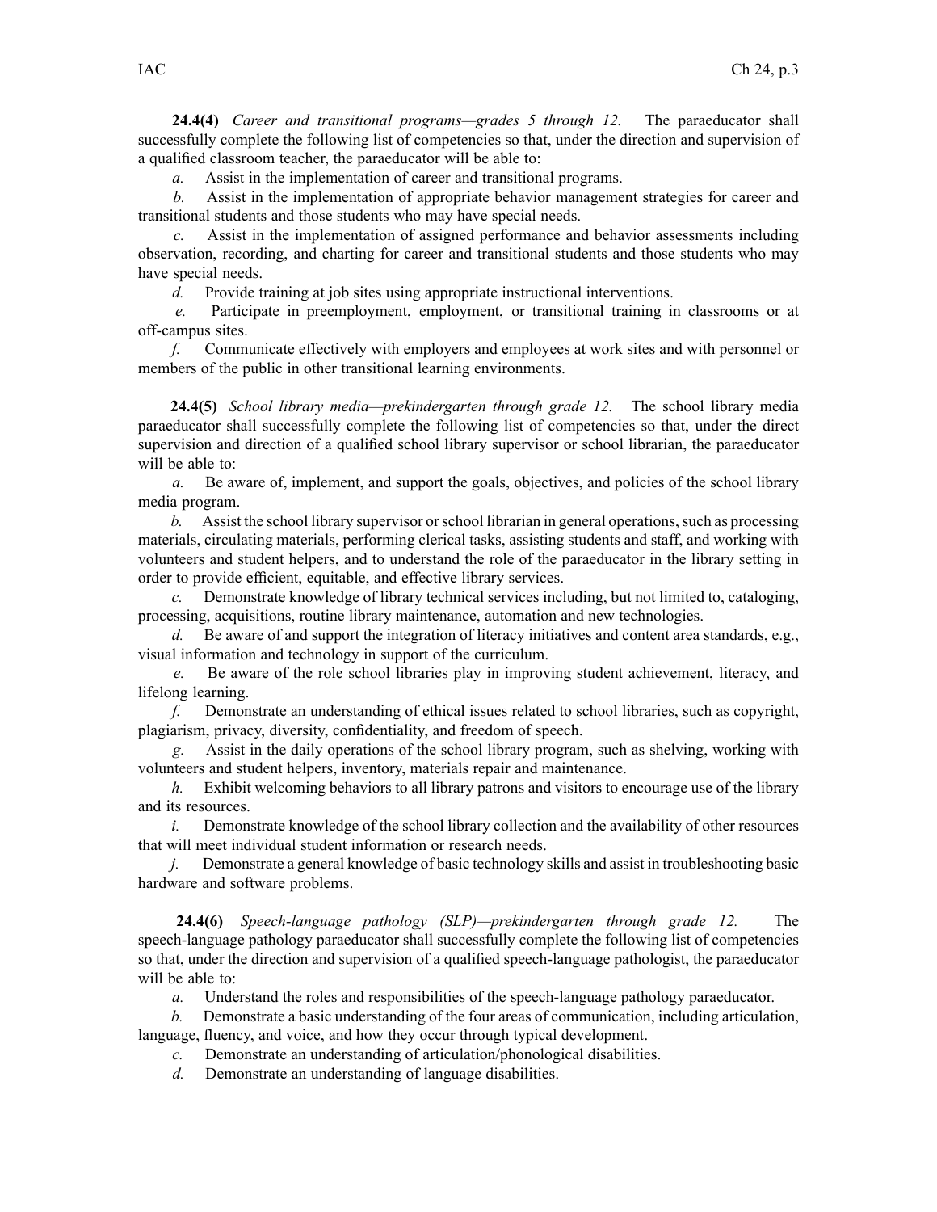**24.4(4)** *Career and transitional programs—grades 5 through 12.* The paraeducator shall successfully complete the following list of competencies so that, under the direction and supervision of a qualified classroom teacher, the paraeducator will be able to:

*a.* Assist in the implementation of career and transitional programs.

*b.* Assist in the implementation of appropriate behavior management strategies for career and transitional students and those students who may have special needs.

*c.* Assist in the implementation of assigned performance and behavior assessments including observation, recording, and charting for career and transitional students and those students who may have special needs.

*d.* Provide training at job sites using appropriate instructional interventions.

*e.* Participate in preemployment, employment, or transitional training in classrooms or at off-campus sites.

*f.* Communicate effectively with employers and employees at work sites and with personnel or members of the public in other transitional learning environments.

**24.4(5)** *School library media—prekindergarten through grade 12.* The school library media paraeducator shall successfully complete the following list of competencies so that, under the direct supervision and direction of a qualified school library supervisor or school librarian, the paraeducator will be able to:

*a.* Be aware of, implement, and support the goals, objectives, and policies of the school library media program.

*b.* Assist the school library supervisor or school librarian in general operations, such as processing materials, circulating materials, performing clerical tasks, assisting students and staff, and working with volunteers and student helpers, and to understand the role of the paraeducator in the library setting in order to provide efficient, equitable, and effective library services.

*c.* Demonstrate knowledge of library technical services including, but not limited to, cataloging, processing, acquisitions, routine library maintenance, automation and new technologies.

*d.* Be aware of and support the integration of literacy initiatives and content area standards, e.g., visual information and technology in support of the curriculum.

*e.* Be aware of the role school libraries play in improving student achievement, literacy, and lifelong learning.

*f.* Demonstrate an understanding of ethical issues related to school libraries, such as copyright, plagiarism, privacy, diversity, confidentiality, and freedom of speech.

*g.* Assist in the daily operations of the school library program, such as shelving, working with volunteers and student helpers, inventory, materials repair and maintenance.

*h.* Exhibit welcoming behaviors to all library patrons and visitors to encourage use of the library and its resources.

*i.* Demonstrate knowledge of the school library collection and the availability of other resources that will meet individual student information or research needs.

*j.* Demonstrate a general knowledge of basic technology skills and assist in troubleshooting basic hardware and software problems.

**24.4(6)** *Speech-language pathology (SLP)—prekindergarten through grade 12.* The speech-language pathology paraeducator shall successfully complete the following list of competencies so that, under the direction and supervision of a qualified speech-language pathologist, the paraeducator will be able to:

*a.* Understand the roles and responsibilities of the speech-language pathology paraeducator.

*b.* Demonstrate a basic understanding of the four areas of communication, including articulation, language, fluency, and voice, and how they occur through typical development.

*c.* Demonstrate an understanding of articulation/phonological disabilities.

*d.* Demonstrate an understanding of language disabilities.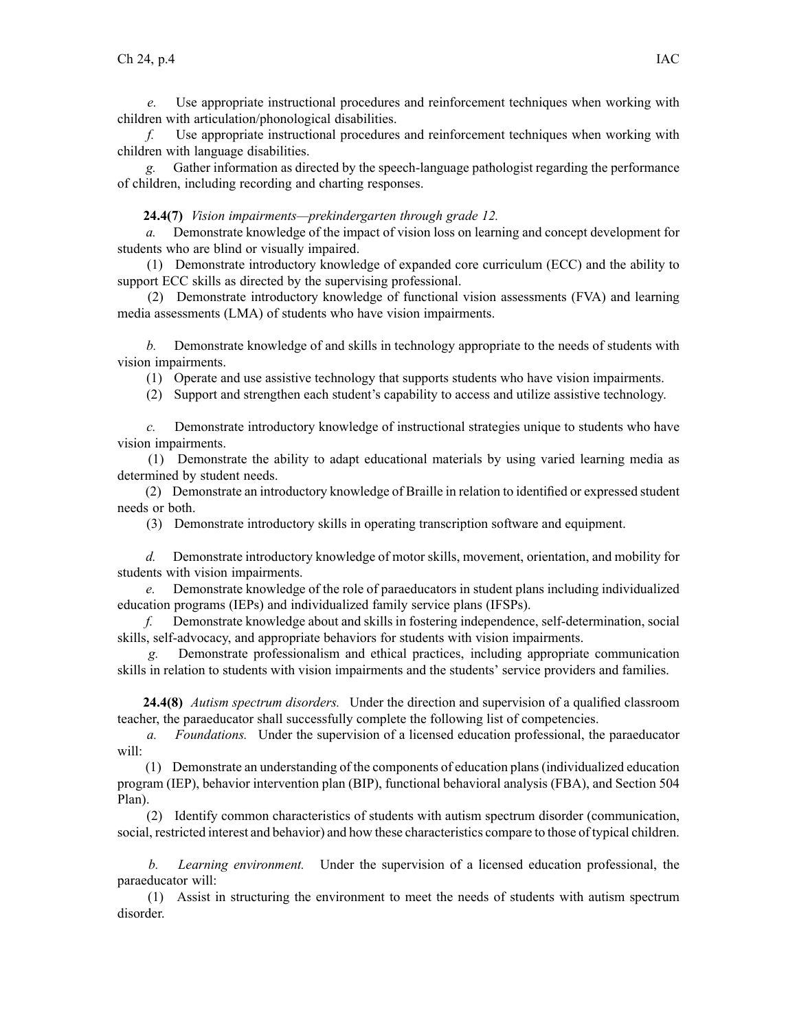*e.* Use appropriate instructional procedures and reinforcement techniques when working with children with articulation/phonological disabilities.

*f.* Use appropriate instructional procedures and reinforcement techniques when working with children with language disabilities.

*g.* Gather information as directed by the speech-language pathologist regarding the performance of children, including recording and charting responses.

**24.4(7)** *Vision impairments—prekindergarten through grade 12.*

*a.* Demonstrate knowledge of the impact of vision loss on learning and concept development for students who are blind or visually impaired.

(1) Demonstrate introductory knowledge of expanded core curriculum (ECC) and the ability to support ECC skills as directed by the supervising professional.

(2) Demonstrate introductory knowledge of functional vision assessments (FVA) and learning media assessments (LMA) of students who have vision impairments.

*b.* Demonstrate knowledge of and skills in technology appropriate to the needs of students with vision impairments.

(1) Operate and use assistive technology that supports students who have vision impairments.

(2) Support and strengthen each student's capability to access and utilize assistive technology.

*c.* Demonstrate introductory knowledge of instructional strategies unique to students who have vision impairments.

(1) Demonstrate the ability to adapt educational materials by using varied learning media as determined by student needs.

(2) Demonstrate an introductory knowledge of Braille in relation to identified or expressed student needs or both.

(3) Demonstrate introductory skills in operating transcription software and equipment.

*d.* Demonstrate introductory knowledge of motor skills, movement, orientation, and mobility for students with vision impairments.

*e.* Demonstrate knowledge of the role of paraeducators in student plans including individualized education programs (IEPs) and individualized family service plans (IFSPs).

*f.* Demonstrate knowledge about and skills in fostering independence, self-determination, social skills, self-advocacy, and appropriate behaviors for students with vision impairments.

*g.* Demonstrate professionalism and ethical practices, including appropriate communication skills in relation to students with vision impairments and the students' service providers and families.

**24.4(8)** *Autism spectrum disorders.* Under the direction and supervision of a qualified classroom teacher, the paraeducator shall successfully complete the following list of competencies.

*a.* *Foundations.* Under the supervision of a licensed education professional, the paraeducator will:

(1) Demonstrate an understanding of the components of education plans (individualized education program (IEP), behavior intervention plan (BIP), functional behavioral analysis (FBA), and Section 504 Plan).

(2) Identify common characteristics of students with autism spectrum disorder (communication, social, restricted interest and behavior) and how these characteristics compare to those of typical children.

*b.* *Learning environment.* Under the supervision of a licensed education professional, the paraeducator will:

(1) Assist in structuring the environment to meet the needs of students with autism spectrum disorder.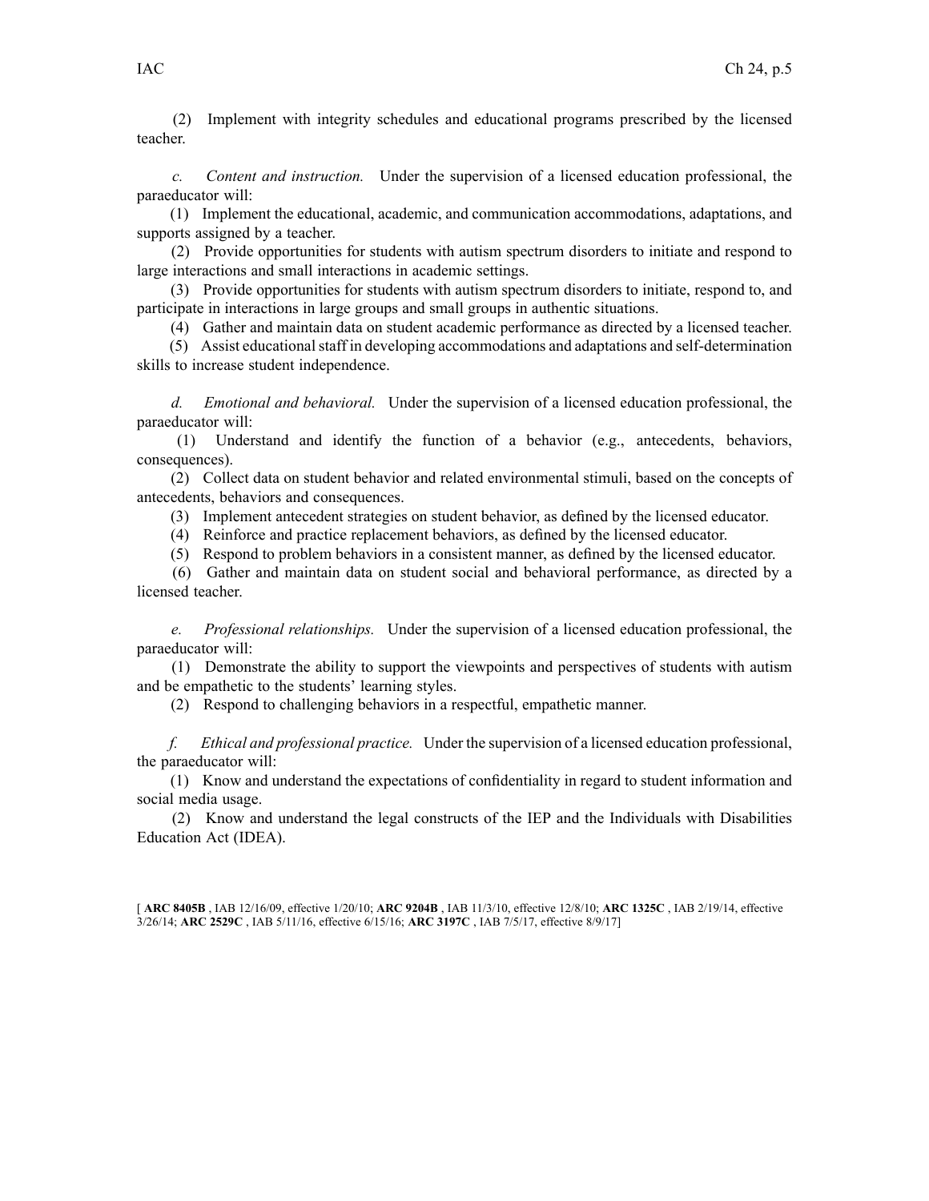(2) Implement with integrity schedules and educational programs prescribed by the licensed teacher.

*c. Content and instruction.* Under the supervision of a licensed education professional, the paraeducator will:

(1) Implement the educational, academic, and communication accommodations, adaptations, and supports assigned by a teacher.

(2) Provide opportunities for students with autism spectrum disorders to initiate and respond to large interactions and small interactions in academic settings.

(3) Provide opportunities for students with autism spectrum disorders to initiate, respond to, and participate in interactions in large groups and small groups in authentic situations.

(4) Gather and maintain data on student academic performance as directed by a licensed teacher.

(5) Assist educational staff in developing accommodations and adaptations and self-determination skills to increase student independence.

*d. Emotional and behavioral.* Under the supervision of a licensed education professional, the paraeducator will:

(1) Understand and identify the function of a behavior (e.g., antecedents, behaviors, consequences).

(2) Collect data on student behavior and related environmental stimuli, based on the concepts of antecedents, behaviors and consequences.

(3) Implement antecedent strategies on student behavior, as defined by the licensed educator.

(4) Reinforce and practice replacement behaviors, as defined by the licensed educator.

(5) Respond to problem behaviors in a consistent manner, as defined by the licensed educator.

(6) Gather and maintain data on student social and behavioral performance, as directed by a licensed teacher.

*e. Professional relationships.* Under the supervision of a licensed education professional, the paraeducator will:

(1) Demonstrate the ability to support the viewpoints and perspectives of students with autism and be empathetic to the students' learning styles.

(2) Respond to challenging behaviors in a respectful, empathetic manner.

*f. Ethical and professional practice.* Under the supervision of a licensed education professional, the paraeducator will:

(1) Know and understand the expectations of confidentiality in regard to student information and social media usage.

(2) Know and understand the legal constructs of the IEP and the Individuals with Disabilities Education Act (IDEA).

[ **ARC 8405B** , IAB 12/16/09, effective 1/20/10; **ARC 9204B** , IAB 11/3/10, effective 12/8/10; **ARC 1325C** , IAB 2/19/14, effective 3/26/14; **ARC 2529C** , IAB 5/11/16, effective 6/15/16; **ARC 3197C** , IAB 7/5/17, effective 8/9/17]